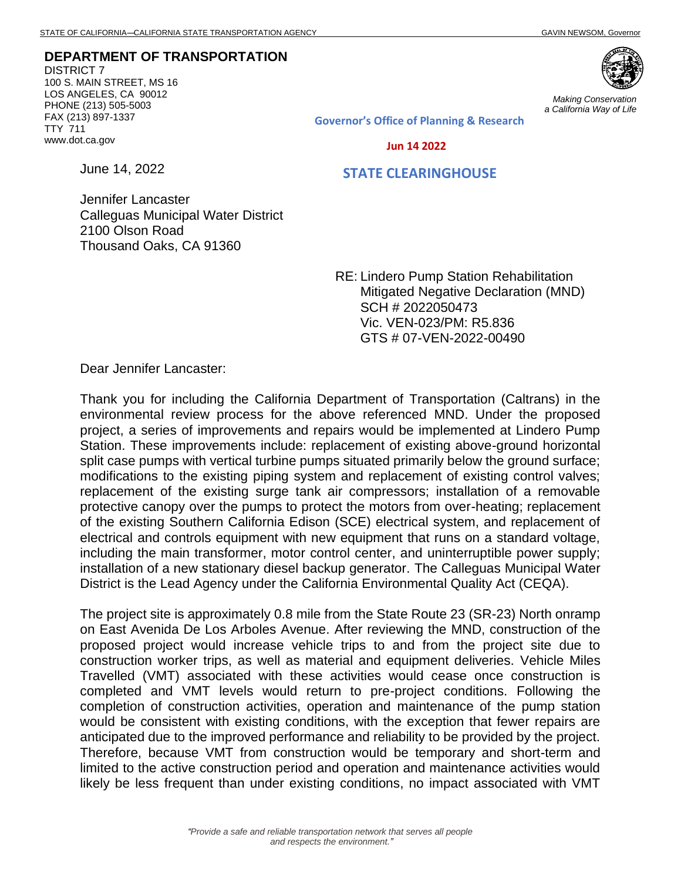STATE OF CALIFORNIA—CALIFORNIA STATE TRANSPORTATION AGENCY GAVIN NEWSOM, Governor

**DEPARTMENT OF TRANSPORTATION**
DISTRICT 7
100 S. MAIN STREET, MS 16
LOS ANGELES, CA 90012
PHONE (213) 505-5003
FAX (213) 897-1337
TTY 711
www.dot.ca.gov

*Making Conservation a California Way of Life*

**Governor's Office of Planning & Research**

**Jun 14 2022**

**STATE CLEARINGHOUSE**

June 14, 2022

Jennifer Lancaster
Calleguas Municipal Water District
2100 Olson Road
Thousand Oaks, CA 91360

RE: Lindero Pump Station Rehabilitation
Mitigated Negative Declaration (MND)
SCH # 2022050473
Vic. VEN-023/PM: R5.836
GTS # 07-VEN-2022-00490

Dear Jennifer Lancaster:

Thank you for including the California Department of Transportation (Caltrans) in the environmental review process for the above referenced MND. Under the proposed project, a series of improvements and repairs would be implemented at Lindero Pump Station. These improvements include: replacement of existing above-ground horizontal split case pumps with vertical turbine pumps situated primarily below the ground surface; modifications to the existing piping system and replacement of existing control valves; replacement of the existing surge tank air compressors; installation of a removable protective canopy over the pumps to protect the motors from over-heating; replacement of the existing Southern California Edison (SCE) electrical system, and replacement of electrical and controls equipment with new equipment that runs on a standard voltage, including the main transformer, motor control center, and uninterruptible power supply; installation of a new stationary diesel backup generator. The Calleguas Municipal Water District is the Lead Agency under the California Environmental Quality Act (CEQA).

The project site is approximately 0.8 mile from the State Route 23 (SR-23) North onramp on East Avenida De Los Arboles Avenue. After reviewing the MND, construction of the proposed project would increase vehicle trips to and from the project site due to construction worker trips, as well as material and equipment deliveries. Vehicle Miles Travelled (VMT) associated with these activities would cease once construction is completed and VMT levels would return to pre-project conditions. Following the completion of construction activities, operation and maintenance of the pump station would be consistent with existing conditions, with the exception that fewer repairs are anticipated due to the improved performance and reliability to be provided by the project. Therefore, because VMT from construction would be temporary and short-term and limited to the active construction period and operation and maintenance activities would likely be less frequent than under existing conditions, no impact associated with VMT

*"Provide a safe and reliable transportation network that serves all people and respects the environment."*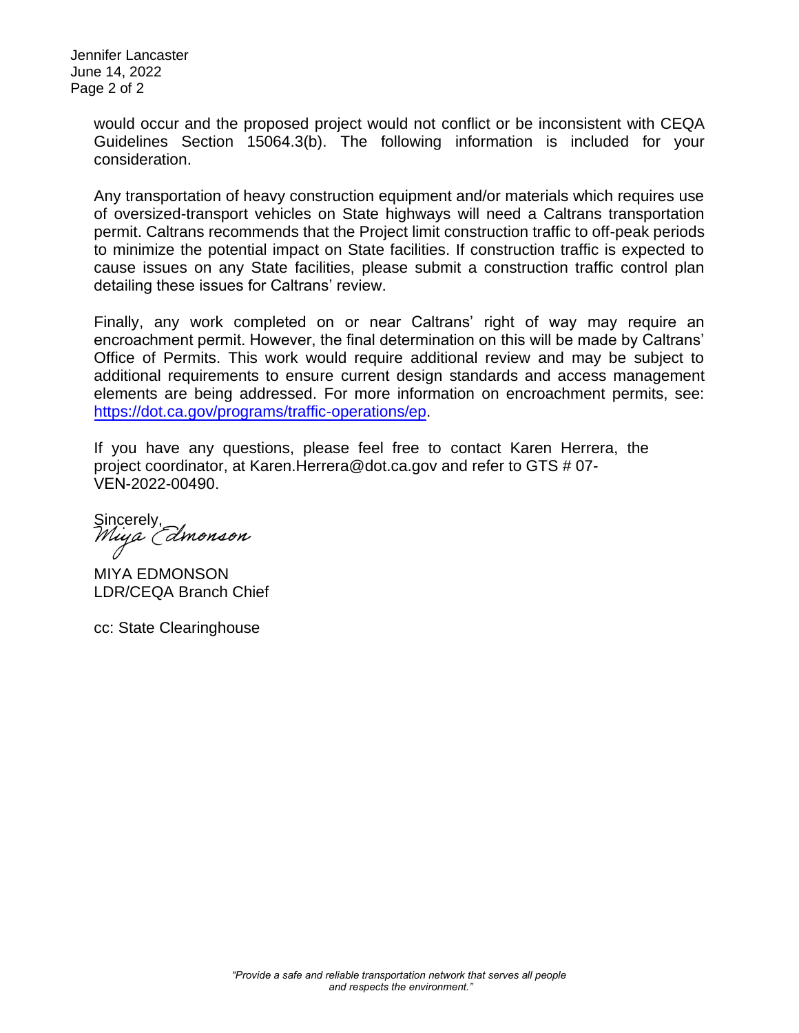would occur and the proposed project would not conflict or be inconsistent with CEQA Guidelines Section 15064.3(b). The following information is included for your consideration.

Any transportation of heavy construction equipment and/or materials which requires use of oversized-transport vehicles on State highways will need a Caltrans transportation permit. Caltrans recommends that the Project limit construction traffic to off-peak periods to minimize the potential impact on State facilities. If construction traffic is expected to cause issues on any State facilities, please submit a construction traffic control plan detailing these issues for Caltrans' review.

Finally, any work completed on or near Caltrans' right of way may require an encroachment permit. However, the final determination on this will be made by Caltrans' Office of Permits. This work would require additional review and may be subject to additional requirements to ensure current design standards and access management elements are being addressed. For more information on encroachment permits, see: https://dot.ca.gov/programs/traffic-operations/ep.

If you have any questions, please feel free to contact Karen Herrera, the project coordinator, at Karen.Herrera@dot.ca.gov and refer to GTS # 07-VEN-2022-00490.

Sincerely,

*Miya Edmonson*

MIYA EDMONSON
LDR/CEQA Branch Chief

cc: State Clearinghouse

*"Provide a safe and reliable transportation network that serves all people and respects the environment."*